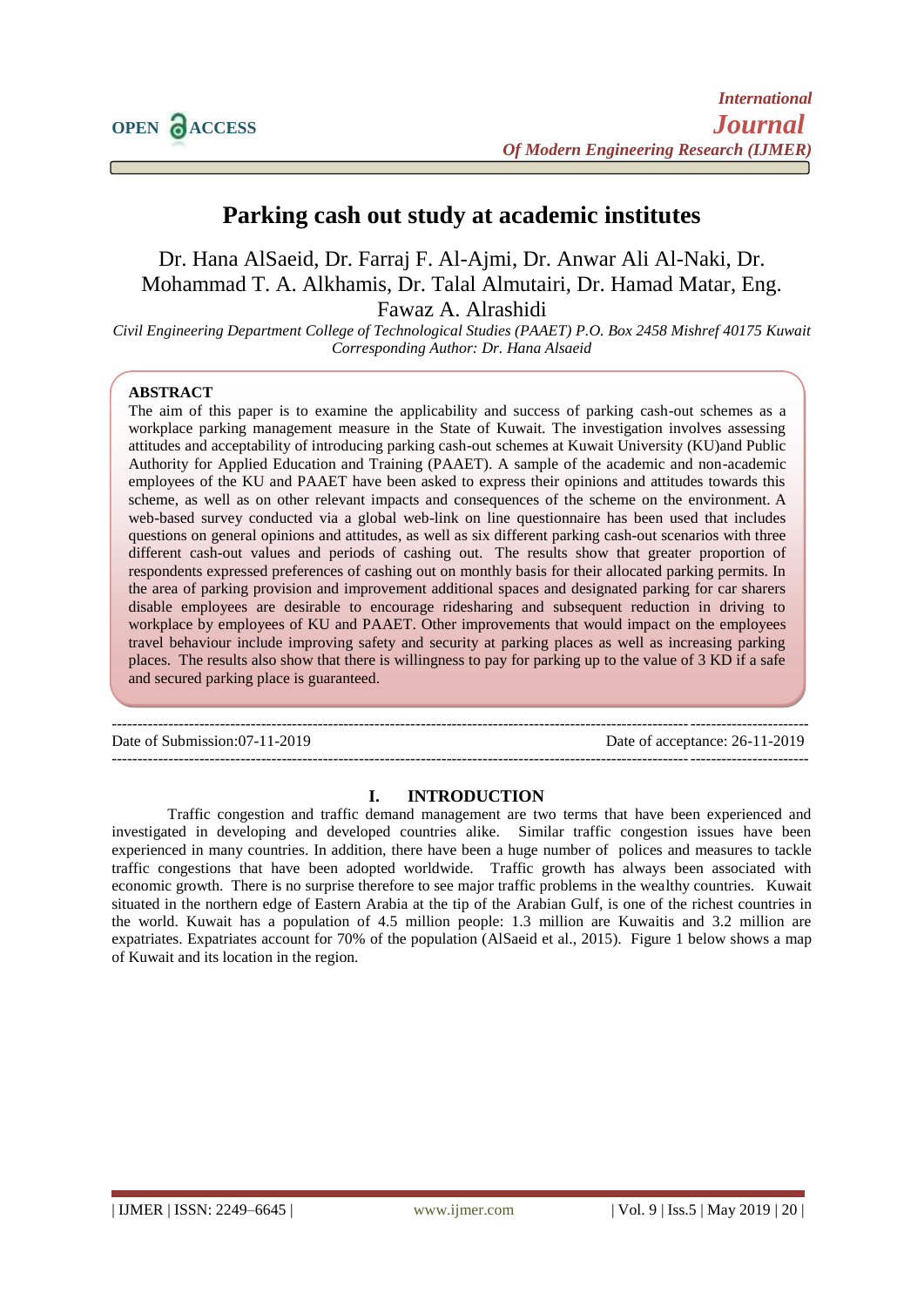# Parking cash out study at academic institutes

Dr. Hana AlSaeid, Dr. Farraj F. Al-Ajmi, Dr. Anwar Ali Al-Naki, Dr. Mohammad T. A. Alkhamis, Dr. Talal Almutairi, Dr. Hamad Matar, Eng. Fawaz A. Alrashidi

*Civil Engineering Department College of Technological Studies (PAAET) P.O. Box 2458 Mishref 40175 Kuwait*
*Corresponding Author: Dr. Hana Alsaeid*

**ABSTRACT**

The aim of this paper is to examine the applicability and success of parking cash-out schemes as a workplace parking management measure in the State of Kuwait. The investigation involves assessing attitudes and acceptability of introducing parking cash-out schemes at Kuwait University (KU)and Public Authority for Applied Education and Training (PAAET). A sample of the academic and non-academic employees of the KU and PAAET have been asked to express their opinions and attitudes towards this scheme, as well as on other relevant impacts and consequences of the scheme on the environment. A web-based survey conducted via a global web-link on line questionnaire has been used that includes questions on general opinions and attitudes, as well as six different parking cash-out scenarios with three different cash-out values and periods of cashing out. The results show that greater proportion of respondents expressed preferences of cashing out on monthly basis for their allocated parking permits. In the area of parking provision and improvement additional spaces and designated parking for car sharers disable employees are desirable to encourage ridesharing and subsequent reduction in driving to workplace by employees of KU and PAAET. Other improvements that would impact on the employees travel behaviour include improving safety and security at parking places as well as increasing parking places. The results also show that there is willingness to pay for parking up to the value of 3 KD if a safe and secured parking place is guaranteed.

---

Date of Submission:07-11-2019 | Date of acceptance: 26-11-2019

---

## I. INTRODUCTION

Traffic congestion and traffic demand management are two terms that have been experienced and investigated in developing and developed countries alike. Similar traffic congestion issues have been experienced in many countries. In addition, there have been a huge number of polices and measures to tackle traffic congestions that have been adopted worldwide. Traffic growth has always been associated with economic growth. There is no surprise therefore to see major traffic problems in the wealthy countries. Kuwait situated in the northern edge of Eastern Arabia at the tip of the Arabian Gulf, is one of the richest countries in the world. Kuwait has a population of 4.5 million people: 1.3 million are Kuwaitis and 3.2 million are expatriates. Expatriates account for 70% of the population (AlSaeid et al., 2015). Figure 1 below shows a map of Kuwait and its location in the region.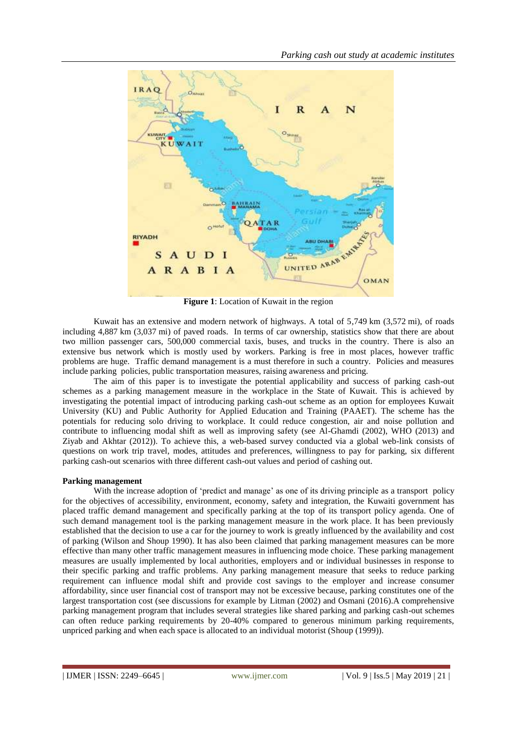**Figure 1**: Location of Kuwait in the region

Kuwait has an extensive and modern network of highways. A total of 5,749 km (3,572 mi), of roads including 4,887 km (3,037 mi) of paved roads. In terms of car ownership, statistics show that there are about two million passenger cars, 500,000 commercial taxis, buses, and trucks in the country. There is also an extensive bus network which is mostly used by workers. Parking is free in most places, however traffic problems are huge. Traffic demand management is a must therefore in such a country. Policies and measures include parking policies, public transportation measures, raising awareness and pricing.

The aim of this paper is to investigate the potential applicability and success of parking cash-out schemes as a parking management measure in the workplace in the State of Kuwait. This is achieved by investigating the potential impact of introducing parking cash-out scheme as an option for employees Kuwait University (KU) and Public Authority for Applied Education and Training (PAAET). The scheme has the potentials for reducing solo driving to workplace. It could reduce congestion, air and noise pollution and contribute to influencing modal shift as well as improving safety (see Al-Ghamdi (2002), WHO (2013) and Ziyab and Akhtar (2012)). To achieve this, a web-based survey conducted via a global web-link consists of questions on work trip travel, modes, attitudes and preferences, willingness to pay for parking, six different parking cash-out scenarios with three different cash-out values and period of cashing out.

**Parking management**

With the increase adoption of 'predict and manage' as one of its driving principle as a transport policy for the objectives of accessibility, environment, economy, safety and integration, the Kuwaiti government has placed traffic demand management and specifically parking at the top of its transport policy agenda. One of such demand management tool is the parking management measure in the work place. It has been previously established that the decision to use a car for the journey to work is greatly influenced by the availability and cost of parking (Wilson and Shoup 1990). It has also been claimed that parking management measures can be more effective than many other traffic management measures in influencing mode choice. These parking management measures are usually implemented by local authorities, employers and or individual businesses in response to their specific parking and traffic problems. Any parking management measure that seeks to reduce parking requirement can influence modal shift and provide cost savings to the employer and increase consumer affordability, since user financial cost of transport may not be excessive because, parking constitutes one of the largest transportation cost (see discussions for example by Litman (2002) and Osmani (2016).A comprehensive parking management program that includes several strategies like shared parking and parking cash-out schemes can often reduce parking requirements by 20-40% compared to generous minimum parking requirements, unpriced parking and when each space is allocated to an individual motorist (Shoup (1999)).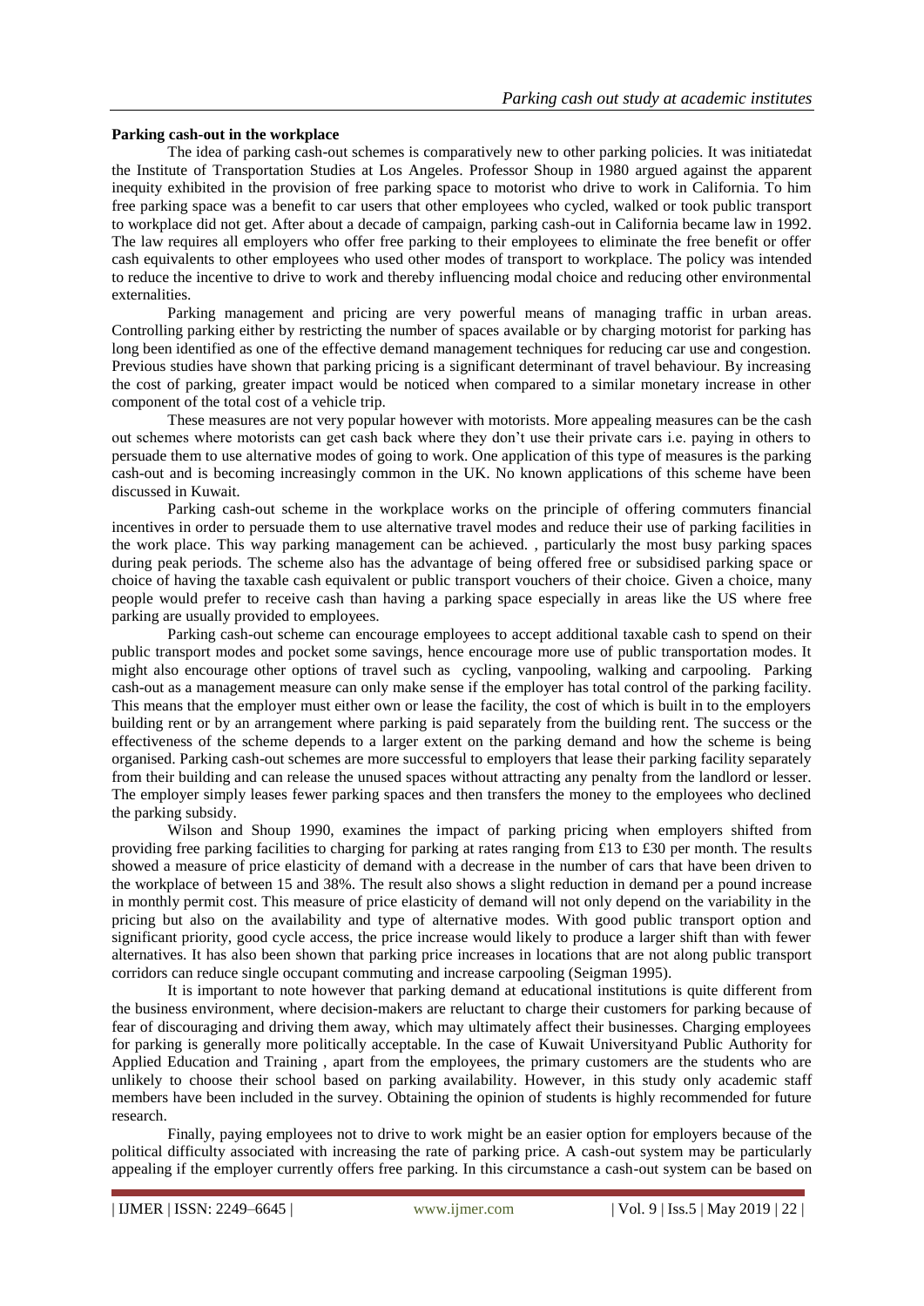**Parking cash-out in the workplace**

The idea of parking cash-out schemes is comparatively new to other parking policies. It was initiatedat the Institute of Transportation Studies at Los Angeles. Professor Shoup in 1980 argued against the apparent inequity exhibited in the provision of free parking space to motorist who drive to work in California. To him free parking space was a benefit to car users that other employees who cycled, walked or took public transport to workplace did not get. After about a decade of campaign, parking cash-out in California became law in 1992. The law requires all employers who offer free parking to their employees to eliminate the free benefit or offer cash equivalents to other employees who used other modes of transport to workplace. The policy was intended to reduce the incentive to drive to work and thereby influencing modal choice and reducing other environmental externalities.

Parking management and pricing are very powerful means of managing traffic in urban areas. Controlling parking either by restricting the number of spaces available or by charging motorist for parking has long been identified as one of the effective demand management techniques for reducing car use and congestion. Previous studies have shown that parking pricing is a significant determinant of travel behaviour. By increasing the cost of parking, greater impact would be noticed when compared to a similar monetary increase in other component of the total cost of a vehicle trip.

These measures are not very popular however with motorists. More appealing measures can be the cash out schemes where motorists can get cash back where they don't use their private cars i.e. paying in others to persuade them to use alternative modes of going to work. One application of this type of measures is the parking cash-out and is becoming increasingly common in the UK. No known applications of this scheme have been discussed in Kuwait.

Parking cash-out scheme in the workplace works on the principle of offering commuters financial incentives in order to persuade them to use alternative travel modes and reduce their use of parking facilities in the work place. This way parking management can be achieved. , particularly the most busy parking spaces during peak periods. The scheme also has the advantage of being offered free or subsidised parking space or choice of having the taxable cash equivalent or public transport vouchers of their choice. Given a choice, many people would prefer to receive cash than having a parking space especially in areas like the US where free parking are usually provided to employees.

Parking cash-out scheme can encourage employees to accept additional taxable cash to spend on their public transport modes and pocket some savings, hence encourage more use of public transportation modes. It might also encourage other options of travel such as cycling, vanpooling, walking and carpooling. Parking cash-out as a management measure can only make sense if the employer has total control of the parking facility. This means that the employer must either own or lease the facility, the cost of which is built in to the employers building rent or by an arrangement where parking is paid separately from the building rent. The success or the effectiveness of the scheme depends to a larger extent on the parking demand and how the scheme is being organised. Parking cash-out schemes are more successful to employers that lease their parking facility separately from their building and can release the unused spaces without attracting any penalty from the landlord or lesser. The employer simply leases fewer parking spaces and then transfers the money to the employees who declined the parking subsidy.

Wilson and Shoup 1990, examines the impact of parking pricing when employers shifted from providing free parking facilities to charging for parking at rates ranging from £13 to £30 per month. The results showed a measure of price elasticity of demand with a decrease in the number of cars that have been driven to the workplace of between 15 and 38%. The result also shows a slight reduction in demand per a pound increase in monthly permit cost. This measure of price elasticity of demand will not only depend on the variability in the pricing but also on the availability and type of alternative modes. With good public transport option and significant priority, good cycle access, the price increase would likely to produce a larger shift than with fewer alternatives. It has also been shown that parking price increases in locations that are not along public transport corridors can reduce single occupant commuting and increase carpooling (Seigman 1995).

It is important to note however that parking demand at educational institutions is quite different from the business environment, where decision-makers are reluctant to charge their customers for parking because of fear of discouraging and driving them away, which may ultimately affect their businesses. Charging employees for parking is generally more politically acceptable. In the case of Kuwait Universityand Public Authority for Applied Education and Training , apart from the employees, the primary customers are the students who are unlikely to choose their school based on parking availability. However, in this study only academic staff members have been included in the survey. Obtaining the opinion of students is highly recommended for future research.

Finally, paying employees not to drive to work might be an easier option for employers because of the political difficulty associated with increasing the rate of parking price. A cash-out system may be particularly appealing if the employer currently offers free parking. In this circumstance a cash-out system can be based on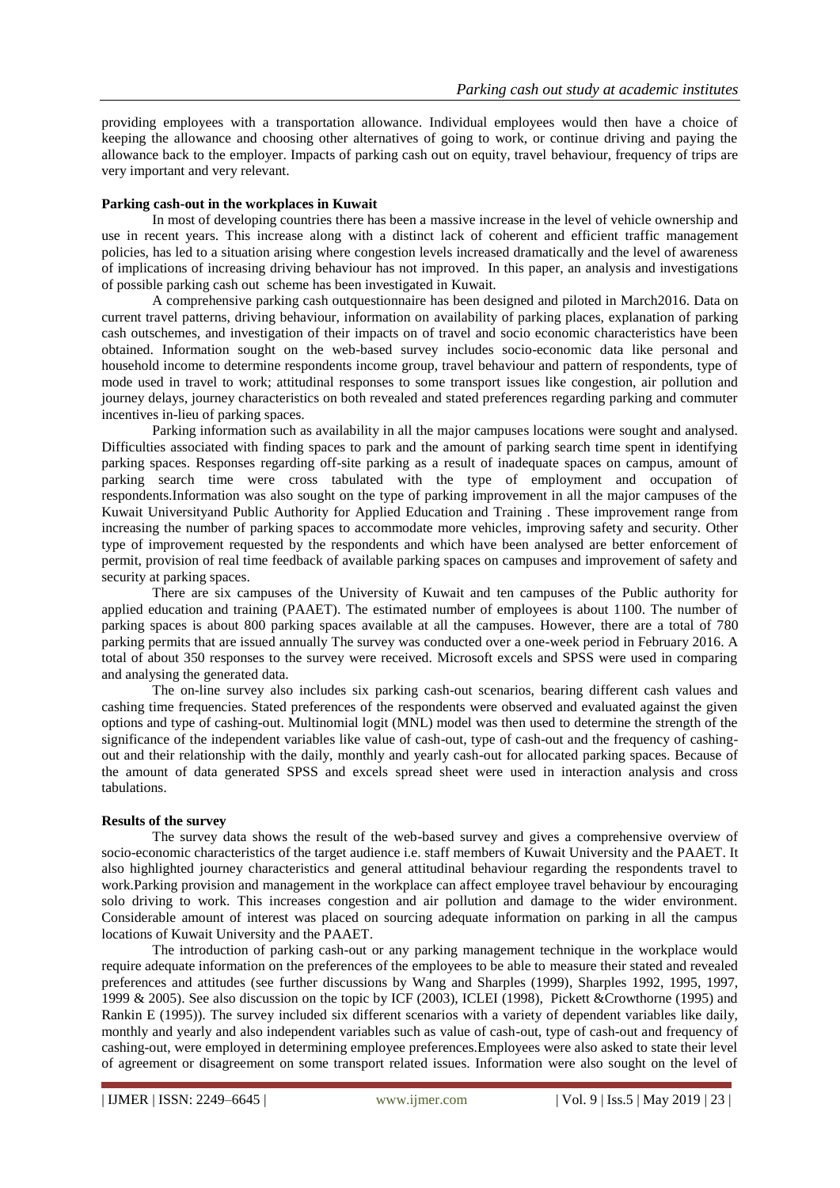providing employees with a transportation allowance. Individual employees would then have a choice of keeping the allowance and choosing other alternatives of going to work, or continue driving and paying the allowance back to the employer. Impacts of parking cash out on equity, travel behaviour, frequency of trips are very important and very relevant.

**Parking cash-out in the workplaces in Kuwait**

In most of developing countries there has been a massive increase in the level of vehicle ownership and use in recent years. This increase along with a distinct lack of coherent and efficient traffic management policies, has led to a situation arising where congestion levels increased dramatically and the level of awareness of implications of increasing driving behaviour has not improved. In this paper, an analysis and investigations of possible parking cash out scheme has been investigated in Kuwait.

A comprehensive parking cash outquestionnaire has been designed and piloted in March2016. Data on current travel patterns, driving behaviour, information on availability of parking places, explanation of parking cash outschemes, and investigation of their impacts on of travel and socio economic characteristics have been obtained. Information sought on the web-based survey includes socio-economic data like personal and household income to determine respondents income group, travel behaviour and pattern of respondents, type of mode used in travel to work; attitudinal responses to some transport issues like congestion, air pollution and journey delays, journey characteristics on both revealed and stated preferences regarding parking and commuter incentives in-lieu of parking spaces.

Parking information such as availability in all the major campuses locations were sought and analysed. Difficulties associated with finding spaces to park and the amount of parking search time spent in identifying parking spaces. Responses regarding off-site parking as a result of inadequate spaces on campus, amount of parking search time were cross tabulated with the type of employment and occupation of respondents.Information was also sought on the type of parking improvement in all the major campuses of the Kuwait Universityand Public Authority for Applied Education and Training . These improvement range from increasing the number of parking spaces to accommodate more vehicles, improving safety and security. Other type of improvement requested by the respondents and which have been analysed are better enforcement of permit, provision of real time feedback of available parking spaces on campuses and improvement of safety and security at parking spaces.

There are six campuses of the University of Kuwait and ten campuses of the Public authority for applied education and training (PAAET). The estimated number of employees is about 1100. The number of parking spaces is about 800 parking spaces available at all the campuses. However, there are a total of 780 parking permits that are issued annually The survey was conducted over a one-week period in February 2016. A total of about 350 responses to the survey were received. Microsoft excels and SPSS were used in comparing and analysing the generated data.

The on-line survey also includes six parking cash-out scenarios, bearing different cash values and cashing time frequencies. Stated preferences of the respondents were observed and evaluated against the given options and type of cashing-out. Multinomial logit (MNL) model was then used to determine the strength of the significance of the independent variables like value of cash-out, type of cash-out and the frequency of cashing-out and their relationship with the daily, monthly and yearly cash-out for allocated parking spaces. Because of the amount of data generated SPSS and excels spread sheet were used in interaction analysis and cross tabulations.

**Results of the survey**

The survey data shows the result of the web-based survey and gives a comprehensive overview of socio-economic characteristics of the target audience i.e. staff members of Kuwait University and the PAAET. It also highlighted journey characteristics and general attitudinal behaviour regarding the respondents travel to work.Parking provision and management in the workplace can affect employee travel behaviour by encouraging solo driving to work. This increases congestion and air pollution and damage to the wider environment. Considerable amount of interest was placed on sourcing adequate information on parking in all the campus locations of Kuwait University and the PAAET.

The introduction of parking cash-out or any parking management technique in the workplace would require adequate information on the preferences of the employees to be able to measure their stated and revealed preferences and attitudes (see further discussions by Wang and Sharples (1999), Sharples 1992, 1995, 1997, 1999 & 2005). See also discussion on the topic by ICF (2003), ICLEI (1998), Pickett &Crowthorne (1995) and Rankin E (1995)). The survey included six different scenarios with a variety of dependent variables like daily, monthly and yearly and also independent variables such as value of cash-out, type of cash-out and frequency of cashing-out, were employed in determining employee preferences.Employees were also asked to state their level of agreement or disagreement on some transport related issues. Information were also sought on the level of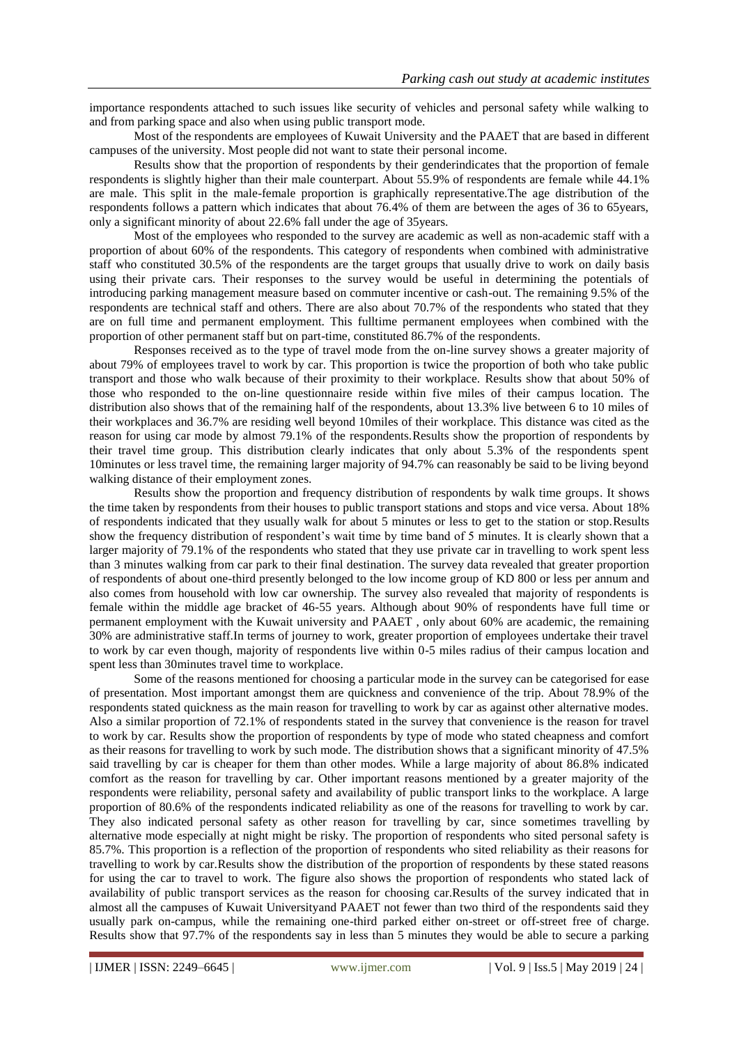importance respondents attached to such issues like security of vehicles and personal safety while walking to and from parking space and also when using public transport mode.

Most of the respondents are employees of Kuwait University and the PAAET that are based in different campuses of the university. Most people did not want to state their personal income.

Results show that the proportion of respondents by their genderindicates that the proportion of female respondents is slightly higher than their male counterpart. About 55.9% of respondents are female while 44.1% are male. This split in the male-female proportion is graphically representative.The age distribution of the respondents follows a pattern which indicates that about 76.4% of them are between the ages of 36 to 65years, only a significant minority of about 22.6% fall under the age of 35years.

Most of the employees who responded to the survey are academic as well as non-academic staff with a proportion of about 60% of the respondents. This category of respondents when combined with administrative staff who constituted 30.5% of the respondents are the target groups that usually drive to work on daily basis using their private cars. Their responses to the survey would be useful in determining the potentials of introducing parking management measure based on commuter incentive or cash-out. The remaining 9.5% of the respondents are technical staff and others. There are also about 70.7% of the respondents who stated that they are on full time and permanent employment. This fulltime permanent employees when combined with the proportion of other permanent staff but on part-time, constituted 86.7% of the respondents.

Responses received as to the type of travel mode from the on-line survey shows a greater majority of about 79% of employees travel to work by car. This proportion is twice the proportion of both who take public transport and those who walk because of their proximity to their workplace. Results show that about 50% of those who responded to the on-line questionnaire reside within five miles of their campus location. The distribution also shows that of the remaining half of the respondents, about 13.3% live between 6 to 10 miles of their workplaces and 36.7% are residing well beyond 10miles of their workplace. This distance was cited as the reason for using car mode by almost 79.1% of the respondents.Results show the proportion of respondents by their travel time group. This distribution clearly indicates that only about 5.3% of the respondents spent 10minutes or less travel time, the remaining larger majority of 94.7% can reasonably be said to be living beyond walking distance of their employment zones.

Results show the proportion and frequency distribution of respondents by walk time groups. It shows the time taken by respondents from their houses to public transport stations and stops and vice versa. About 18% of respondents indicated that they usually walk for about 5 minutes or less to get to the station or stop.Results show the frequency distribution of respondent's wait time by time band of 5 minutes. It is clearly shown that a larger majority of 79.1% of the respondents who stated that they use private car in travelling to work spent less than 3 minutes walking from car park to their final destination. The survey data revealed that greater proportion of respondents of about one-third presently belonged to the low income group of KD 800 or less per annum and also comes from household with low car ownership. The survey also revealed that majority of respondents is female within the middle age bracket of 46-55 years. Although about 90% of respondents have full time or permanent employment with the Kuwait university and PAAET , only about 60% are academic, the remaining 30% are administrative staff.In terms of journey to work, greater proportion of employees undertake their travel to work by car even though, majority of respondents live within 0-5 miles radius of their campus location and spent less than 30minutes travel time to workplace.

Some of the reasons mentioned for choosing a particular mode in the survey can be categorised for ease of presentation. Most important amongst them are quickness and convenience of the trip. About 78.9% of the respondents stated quickness as the main reason for travelling to work by car as against other alternative modes. Also a similar proportion of 72.1% of respondents stated in the survey that convenience is the reason for travel to work by car. Results show the proportion of respondents by type of mode who stated cheapness and comfort as their reasons for travelling to work by such mode. The distribution shows that a significant minority of 47.5% said travelling by car is cheaper for them than other modes. While a large majority of about 86.8% indicated comfort as the reason for travelling by car. Other important reasons mentioned by a greater majority of the respondents were reliability, personal safety and availability of public transport links to the workplace. A large proportion of 80.6% of the respondents indicated reliability as one of the reasons for travelling to work by car. They also indicated personal safety as other reason for travelling by car, since sometimes travelling by alternative mode especially at night might be risky. The proportion of respondents who sited personal safety is 85.7%. This proportion is a reflection of the proportion of respondents who sited reliability as their reasons for travelling to work by car.Results show the distribution of the proportion of respondents by these stated reasons for using the car to travel to work. The figure also shows the proportion of respondents who stated lack of availability of public transport services as the reason for choosing car.Results of the survey indicated that in almost all the campuses of Kuwait Universityand PAAET not fewer than two third of the respondents said they usually park on-campus, while the remaining one-third parked either on-street or off-street free of charge. Results show that 97.7% of the respondents say in less than 5 minutes they would be able to secure a parking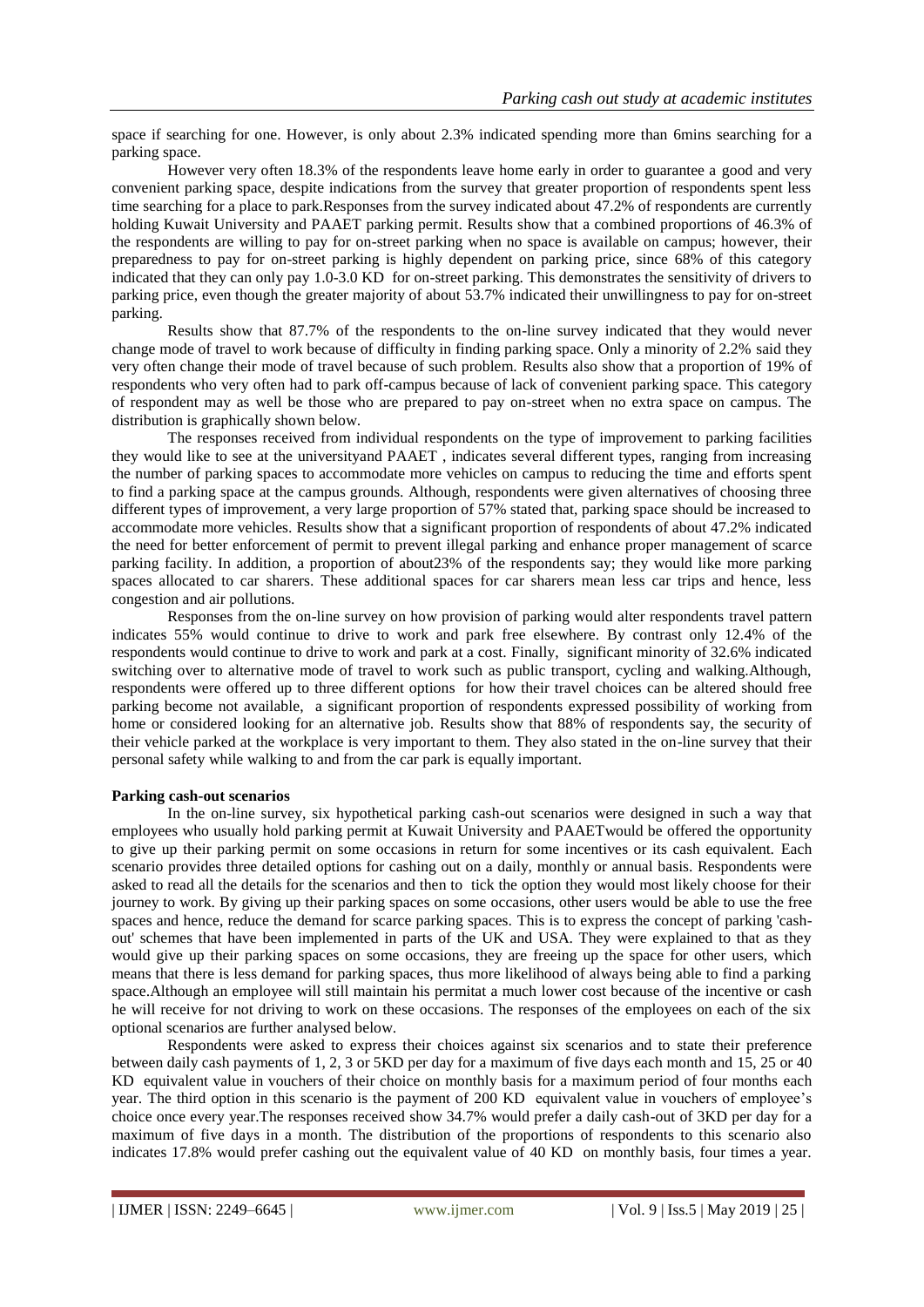space if searching for one. However, is only about 2.3% indicated spending more than 6mins searching for a parking space.

However very often 18.3% of the respondents leave home early in order to guarantee a good and very convenient parking space, despite indications from the survey that greater proportion of respondents spent less time searching for a place to park.Responses from the survey indicated about 47.2% of respondents are currently holding Kuwait University and PAAET parking permit. Results show that a combined proportions of 46.3% of the respondents are willing to pay for on-street parking when no space is available on campus; however, their preparedness to pay for on-street parking is highly dependent on parking price, since 68% of this category indicated that they can only pay 1.0-3.0 KD for on-street parking. This demonstrates the sensitivity of drivers to parking price, even though the greater majority of about 53.7% indicated their unwillingness to pay for on-street parking.

Results show that 87.7% of the respondents to the on-line survey indicated that they would never change mode of travel to work because of difficulty in finding parking space. Only a minority of 2.2% said they very often change their mode of travel because of such problem. Results also show that a proportion of 19% of respondents who very often had to park off-campus because of lack of convenient parking space. This category of respondent may as well be those who are prepared to pay on-street when no extra space on campus. The distribution is graphically shown below.

The responses received from individual respondents on the type of improvement to parking facilities they would like to see at the universityand PAAET , indicates several different types, ranging from increasing the number of parking spaces to accommodate more vehicles on campus to reducing the time and efforts spent to find a parking space at the campus grounds. Although, respondents were given alternatives of choosing three different types of improvement, a very large proportion of 57% stated that, parking space should be increased to accommodate more vehicles. Results show that a significant proportion of respondents of about 47.2% indicated the need for better enforcement of permit to prevent illegal parking and enhance proper management of scarce parking facility. In addition, a proportion of about23% of the respondents say; they would like more parking spaces allocated to car sharers. These additional spaces for car sharers mean less car trips and hence, less congestion and air pollutions.

Responses from the on-line survey on how provision of parking would alter respondents travel pattern indicates 55% would continue to drive to work and park free elsewhere. By contrast only 12.4% of the respondents would continue to drive to work and park at a cost. Finally, significant minority of 32.6% indicated switching over to alternative mode of travel to work such as public transport, cycling and walking.Although, respondents were offered up to three different options for how their travel choices can be altered should free parking become not available, a significant proportion of respondents expressed possibility of working from home or considered looking for an alternative job. Results show that 88% of respondents say, the security of their vehicle parked at the workplace is very important to them. They also stated in the on-line survey that their personal safety while walking to and from the car park is equally important.

**Parking cash-out scenarios**

In the on-line survey, six hypothetical parking cash-out scenarios were designed in such a way that employees who usually hold parking permit at Kuwait University and PAAETwould be offered the opportunity to give up their parking permit on some occasions in return for some incentives or its cash equivalent. Each scenario provides three detailed options for cashing out on a daily, monthly or annual basis. Respondents were asked to read all the details for the scenarios and then to tick the option they would most likely choose for their journey to work. By giving up their parking spaces on some occasions, other users would be able to use the free spaces and hence, reduce the demand for scarce parking spaces. This is to express the concept of parking 'cash-out' schemes that have been implemented in parts of the UK and USA. They were explained to that as they would give up their parking spaces on some occasions, they are freeing up the space for other users, which means that there is less demand for parking spaces, thus more likelihood of always being able to find a parking space.Although an employee will still maintain his permitat a much lower cost because of the incentive or cash he will receive for not driving to work on these occasions. The responses of the employees on each of the six optional scenarios are further analysed below.

Respondents were asked to express their choices against six scenarios and to state their preference between daily cash payments of 1, 2, 3 or 5KD per day for a maximum of five days each month and 15, 25 or 40 KD equivalent value in vouchers of their choice on monthly basis for a maximum period of four months each year. The third option in this scenario is the payment of 200 KD equivalent value in vouchers of employee's choice once every year.The responses received show 34.7% would prefer a daily cash-out of 3KD per day for a maximum of five days in a month. The distribution of the proportions of respondents to this scenario also indicates 17.8% would prefer cashing out the equivalent value of 40 KD on monthly basis, four times a year.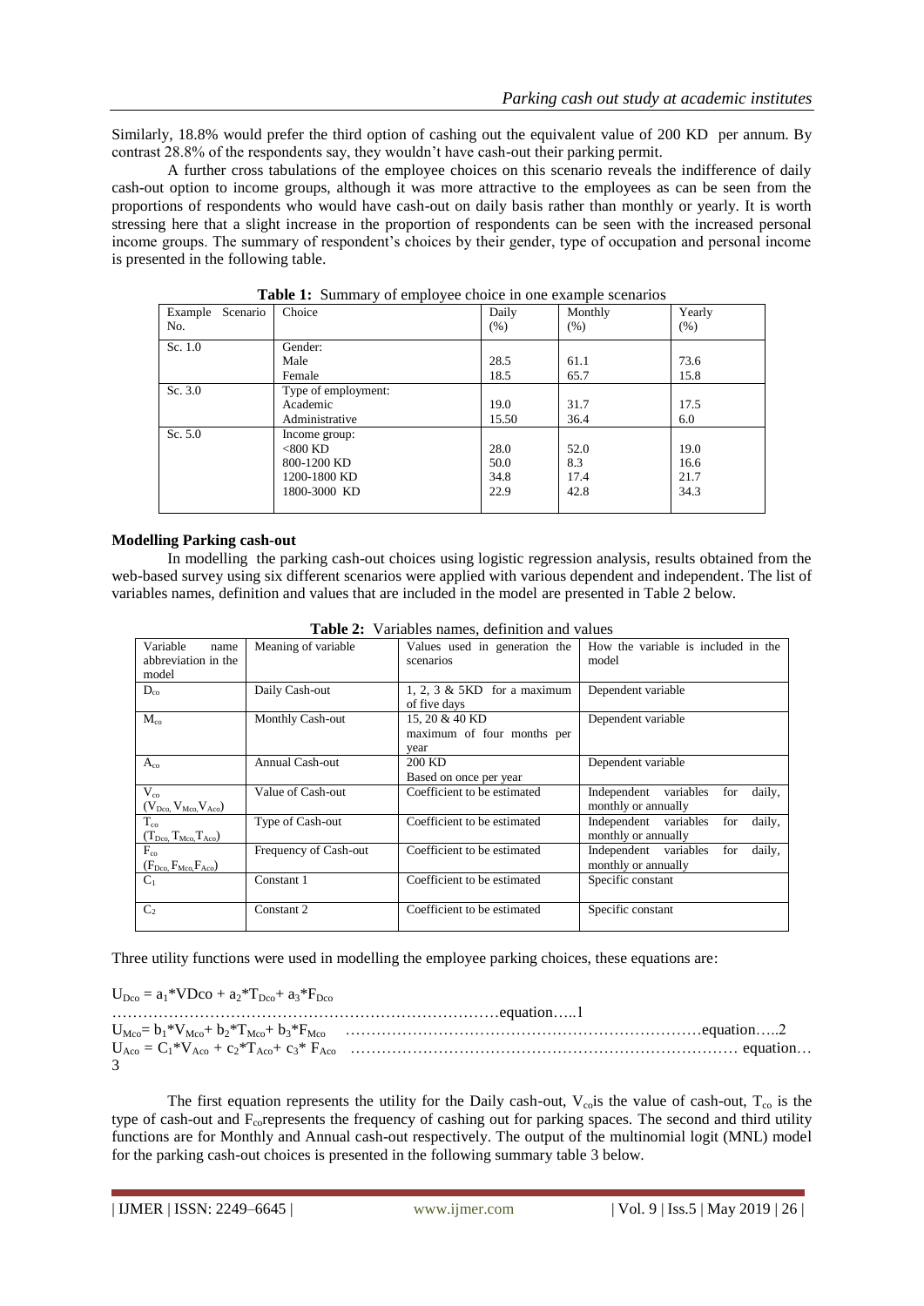Similarly, 18.8% would prefer the third option of cashing out the equivalent value of 200 KD per annum. By contrast 28.8% of the respondents say, they wouldn't have cash-out their parking permit.

A further cross tabulations of the employee choices on this scenario reveals the indifference of daily cash-out option to income groups, although it was more attractive to the employees as can be seen from the proportions of respondents who would have cash-out on daily basis rather than monthly or yearly. It is worth stressing here that a slight increase in the proportion of respondents can be seen with the increased personal income groups. The summary of respondent's choices by their gender, type of occupation and personal income is presented in the following table.

**Table 1:** Summary of employee choice in one example scenarios

| Example Scenario No. | Choice | Daily (%) | Monthly (%) | Yearly (%) |
|---|---|---|---|---|
| Sc. 1.0 | Gender: | | | |
| | Male | 28.5 | 61.1 | 73.6 |
| | Female | 18.5 | 65.7 | 15.8 |
| Sc. 3.0 | Type of employment: | | | |
| | Academic | 19.0 | 31.7 | 17.5 |
| | Administrative | 15.50 | 36.4 | 6.0 |
| Sc. 5.0 | Income group: | | | |
| | <800 KD | 28.0 | 52.0 | 19.0 |
| | 800-1200 KD | 50.0 | 8.3 | 16.6 |
| | 1200-1800 KD | 34.8 | 17.4 | 21.7 |
| | 1800-3000 KD | 22.9 | 42.8 | 34.3 |

**Modelling Parking cash-out**

In modelling the parking cash-out choices using logistic regression analysis, results obtained from the web-based survey using six different scenarios were applied with various dependent and independent. The list of variables names, definition and values that are included in the model are presented in Table 2 below.

**Table 2:** Variables names, definition and values

| Variable name abbreviation in the model | Meaning of variable | Values used in generation the scenarios | How the variable is included in the model |
|---|---|---|---|
| $D_{co}$ | Daily Cash-out | 1, 2, 3 & 5KD for a maximum of five days | Dependent variable |
| $M_{co}$ | Monthly Cash-out | 15, 20 & 40 KD maximum of four months per year | Dependent variable |
| $A_{co}$ | Annual Cash-out | 200 KD Based on once per year | Dependent variable |
| $V_{co}$ ($V_{Dco}, V_{Mco}, V_{Aco}$) | Value of Cash-out | Coefficient to be estimated | Independent variables for daily, monthly or annually |
| $T_{co}$ ($T_{Dco}, T_{Mco}, T_{Aco}$) | Type of Cash-out | Coefficient to be estimated | Independent variables for daily, monthly or annually |
| $F_{co}$ ($F_{Dco}, F_{Mco}, F_{Aco}$) | Frequency of Cash-out | Coefficient to be estimated | Independent variables for daily, monthly or annually |
| $C_1$ | Constant 1 | Coefficient to be estimated | Specific constant |
| $C_2$ | Constant 2 | Coefficient to be estimated | Specific constant |

Three utility functions were used in modelling the employee parking choices, these equations are:

$$U_{Dco} = a_1 * VDco + a_2 * T_{Dco} + a_3 * F_{Dco} \quad \text{……equation…..1}$$

$$U_{Mco} = b_1 * V_{Mco} + b_2 * T_{Mco} + b_3 * F_{Mco} \quad \text{……equation…..2}$$

$$U_{Aco} = C_1 * V_{Aco} + c_2 * T_{Aco} + c_3 * F_{Aco} \quad \text{…… equation…3}$$

The first equation represents the utility for the Daily cash-out, $V_{co}$ is the value of cash-out, $T_{co}$ is the type of cash-out and $F_{co}$ represents the frequency of cashing out for parking spaces. The second and third utility functions are for Monthly and Annual cash-out respectively. The output of the multinomial logit (MNL) model for the parking cash-out choices is presented in the following summary table 3 below.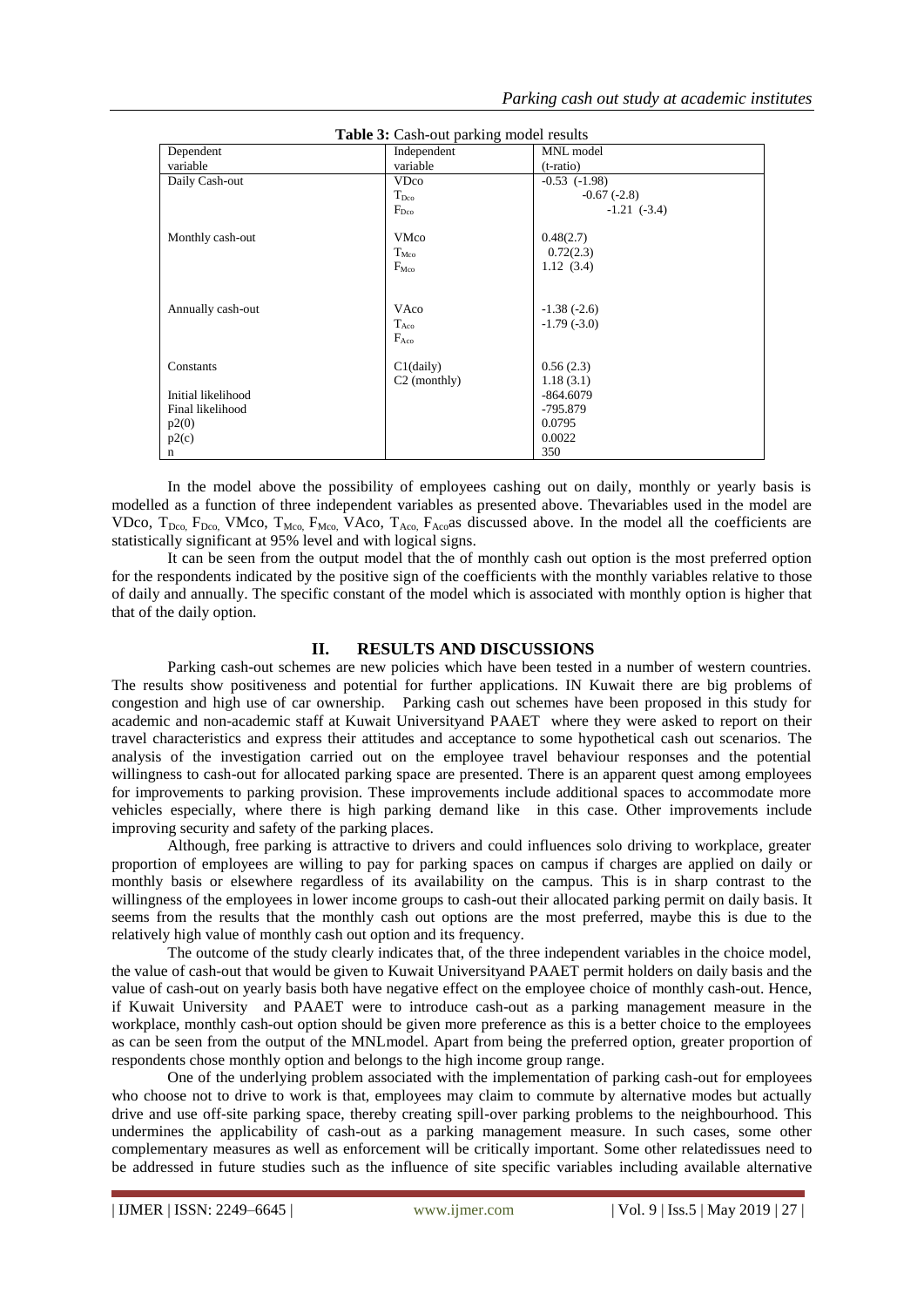**Table 3:** Cash-out parking model results

| Dependent variable | Independent variable | MNL model (t-ratio) |
|---|---|---|
| Daily Cash-out | VDco | -0.53 (-1.98) |
| | $T_{Dco}$ | -0.67 (-2.8) |
| | $F_{Dco}$ | -1.21 (-3.4) |
| Monthly cash-out | VMco | 0.48(2.7) |
| | $T_{Mco}$ | 0.72(2.3) |
| | $F_{Mco}$ | 1.12 (3.4) |
| Annually cash-out | VAco | -1.38 (-2.6) |
| | $T_{Aco}$ | -1.79 (-3.0) |
| | $F_{Aco}$ | |
| Constants | C1(daily) | 0.56 (2.3) |
| | C2 (monthly) | 1.18 (3.1) |
| Initial likelihood | | -864.6079 |
| Final likelihood | | -795.879 |
| p2(0) | | 0.0795 |
| p2(c) | | 0.0022 |
| n | | 350 |

In the model above the possibility of employees cashing out on daily, monthly or yearly basis is modelled as a function of three independent variables as presented above. Thevariables used in the model are VDco, $T_{Dco,}$ $F_{Dco,}$ VMco, $T_{Mco,}$ $F_{Mco,}$ VAco, $T_{Aco,}$ $F_{Aco}$as discussed above. In the model all the coefficients are statistically significant at 95% level and with logical signs.

It can be seen from the output model that the of monthly cash out option is the most preferred option for the respondents indicated by the positive sign of the coefficients with the monthly variables relative to those of daily and annually. The specific constant of the model which is associated with monthly option is higher that that of the daily option.

## II. RESULTS AND DISCUSSIONS

Parking cash-out schemes are new policies which have been tested in a number of western countries. The results show positiveness and potential for further applications. IN Kuwait there are big problems of congestion and high use of car ownership. Parking cash out schemes have been proposed in this study for academic and non-academic staff at Kuwait Universityand PAAET where they were asked to report on their travel characteristics and express their attitudes and acceptance to some hypothetical cash out scenarios. The analysis of the investigation carried out on the employee travel behaviour responses and the potential willingness to cash-out for allocated parking space are presented. There is an apparent quest among employees for improvements to parking provision. These improvements include additional spaces to accommodate more vehicles especially, where there is high parking demand like in this case. Other improvements include improving security and safety of the parking places.

Although, free parking is attractive to drivers and could influences solo driving to workplace, greater proportion of employees are willing to pay for parking spaces on campus if charges are applied on daily or monthly basis or elsewhere regardless of its availability on the campus. This is in sharp contrast to the willingness of the employees in lower income groups to cash-out their allocated parking permit on daily basis. It seems from the results that the monthly cash out options are the most preferred, maybe this is due to the relatively high value of monthly cash out option and its frequency.

The outcome of the study clearly indicates that, of the three independent variables in the choice model, the value of cash-out that would be given to Kuwait Universityand PAAET permit holders on daily basis and the value of cash-out on yearly basis both have negative effect on the employee choice of monthly cash-out. Hence, if Kuwait University and PAAET were to introduce cash-out as a parking management measure in the workplace, monthly cash-out option should be given more preference as this is a better choice to the employees as can be seen from the output of the MNLmodel. Apart from being the preferred option, greater proportion of respondents chose monthly option and belongs to the high income group range.

One of the underlying problem associated with the implementation of parking cash-out for employees who choose not to drive to work is that, employees may claim to commute by alternative modes but actually drive and use off-site parking space, thereby creating spill-over parking problems to the neighbourhood. This undermines the applicability of cash-out as a parking management measure. In such cases, some other complementary measures as well as enforcement will be critically important. Some other relatedissues need to be addressed in future studies such as the influence of site specific variables including available alternative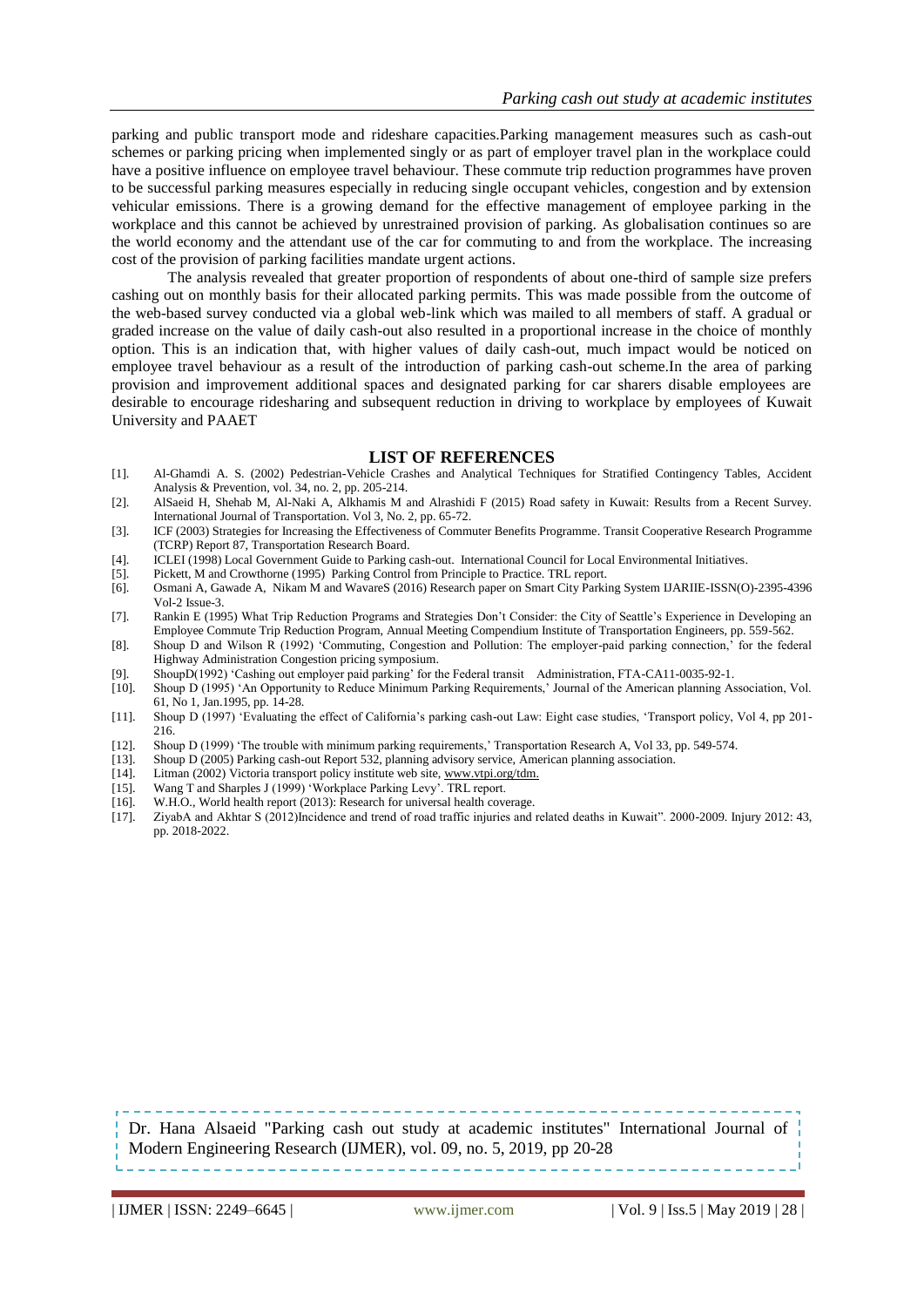parking and public transport mode and rideshare capacities.Parking management measures such as cash-out schemes or parking pricing when implemented singly or as part of employer travel plan in the workplace could have a positive influence on employee travel behaviour. These commute trip reduction programmes have proven to be successful parking measures especially in reducing single occupant vehicles, congestion and by extension vehicular emissions. There is a growing demand for the effective management of employee parking in the workplace and this cannot be achieved by unrestrained provision of parking. As globalisation continues so are the world economy and the attendant use of the car for commuting to and from the workplace. The increasing cost of the provision of parking facilities mandate urgent actions.

The analysis revealed that greater proportion of respondents of about one-third of sample size prefers cashing out on monthly basis for their allocated parking permits. This was made possible from the outcome of the web-based survey conducted via a global web-link which was mailed to all members of staff. A gradual or graded increase on the value of daily cash-out also resulted in a proportional increase in the choice of monthly option. This is an indication that, with higher values of daily cash-out, much impact would be noticed on employee travel behaviour as a result of the introduction of parking cash-out scheme.In the area of parking provision and improvement additional spaces and designated parking for car sharers disable employees are desirable to encourage ridesharing and subsequent reduction in driving to workplace by employees of Kuwait University and PAAET

## LIST OF REFERENCES

[1]. Al-Ghamdi A. S. (2002) Pedestrian-Vehicle Crashes and Analytical Techniques for Stratified Contingency Tables, Accident Analysis & Prevention, vol. 34, no. 2, pp. 205-214.

[2]. AlSaeid H, Shehab M, Al-Naki A, Alkhamis M and Alrashidi F (2015) Road safety in Kuwait: Results from a Recent Survey. International Journal of Transportation. Vol 3, No. 2, pp. 65-72.

[3]. ICF (2003) Strategies for Increasing the Effectiveness of Commuter Benefits Programme. Transit Cooperative Research Programme (TCRP) Report 87, Transportation Research Board.

[4]. ICLEI (1998) Local Government Guide to Parking cash-out. International Council for Local Environmental Initiatives.

[5]. Pickett, M and Crowthorne (1995) Parking Control from Principle to Practice. TRL report.

[6]. Osmani A, Gawade A, Nikam M and WavareS (2016) Research paper on Smart City Parking System IJARIIE-ISSN(O)-2395-4396 Vol-2 Issue-3.

[7]. Rankin E (1995) What Trip Reduction Programs and Strategies Don't Consider: the City of Seattle's Experience in Developing an Employee Commute Trip Reduction Program, Annual Meeting Compendium Institute of Transportation Engineers, pp. 559-562.

[8]. Shoup D and Wilson R (1992) 'Commuting, Congestion and Pollution: The employer-paid parking connection,' for the federal Highway Administration Congestion pricing symposium.

[9]. ShoupD(1992) 'Cashing out employer paid parking' for the Federal transit Administration, FTA-CA11-0035-92-1.

[10]. Shoup D (1995) 'An Opportunity to Reduce Minimum Parking Requirements,' Journal of the American planning Association, Vol. 61, No 1, Jan.1995, pp. 14-28.

[11]. Shoup D (1997) 'Evaluating the effect of California's parking cash-out Law: Eight case studies, 'Transport policy, Vol 4, pp 201-216.

[12]. Shoup D (1999) 'The trouble with minimum parking requirements,' Transportation Research A, Vol 33, pp. 549-574.

[13]. Shoup D (2005) Parking cash-out Report 532, planning advisory service, American planning association.

[14]. Litman (2002) Victoria transport policy institute web site, www.vtpi.org/tdm.

[15]. Wang T and Sharples J (1999) 'Workplace Parking Levy'. TRL report.

[16]. W.H.O., World health report (2013): Research for universal health coverage.

[17]. ZiyabA and Akhtar S (2012)Incidence and trend of road traffic injuries and related deaths in Kuwait". 2000-2009. Injury 2012: 43, pp. 2018-2022.

Dr. Hana Alsaeid "Parking cash out study at academic institutes" International Journal of Modern Engineering Research (IJMER), vol. 09, no. 5, 2019, pp 20-28